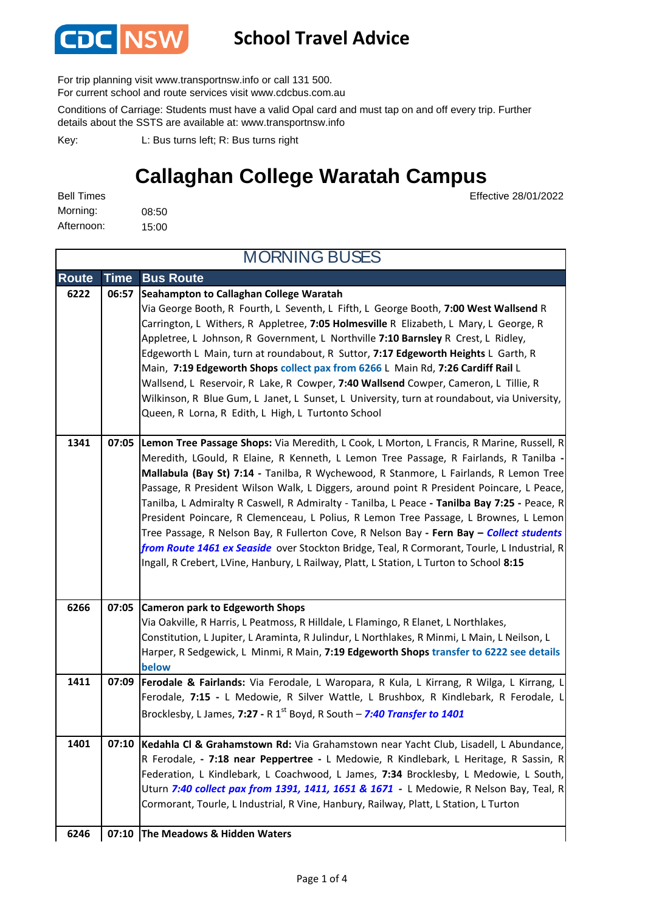**CDC NSW**

# School Travel Advice

For trip planning visit www.transportnsw.info or call 131 500.
For current school and route services visit www.cdcbus.com.au

Conditions of Carriage: Students must have a valid Opal card and must tap on and off every trip. Further details about the SSTS are available at: www.transportnsw.info

Key: L: Bus turns left; R: Bus turns right

## Callaghan College Waratah Campus

Bell Times

Morning: 08:50

Afternoon: 15:00

Effective 28/01/2022

### MORNING BUSES

| Route | Time | Bus Route |
|---|---|---|
| 6222 | 06:57 | **Seahampton to Callaghan College Waratah** Via George Booth, R Fourth, L Seventh, L Fifth, L George Booth, **7:00 West Wallsend** R Carrington, L Withers, R Appletree, **7:05 Holmesville** R Elizabeth, L Mary, L George, R Appletree, L Johnson, R Government, L Northville **7:10 Barnsley** R Crest, L Ridley, Edgeworth L Main, turn at roundabout, R Suttor, **7:17 Edgeworth Heights** L Garth, R Main, **7:19 Edgeworth Shops** collect pax from 6266 L Main Rd, **7:26 Cardiff Rail** L Wallsend, L Reservoir, R Lake, R Cowper, **7:40 Wallsend** Cowper, Cameron, L Tillie, R Wilkinson, R Blue Gum, L Janet, L Sunset, L University, turn at roundabout, via University, Queen, R Lorna, R Edith, L High, L Turtonto School |
| 1341 | 07:05 | **Lemon Tree Passage Shops:** Via Meredith, L Cook, L Morton, L Francis, R Marine, Russell, R Meredith, LGould, R Elaine, R Kenneth, L Lemon Tree Passage, R Fairlands, R Tanilba - **Mallabula (Bay St) 7:14 -** Tanilba, R Wychewood, R Stanmore, L Fairlands, R Lemon Tree Passage, R President Wilson Walk, L Diggers, around point R President Poincare, L Peace, Tanilba, L Admiralty R Caswell, R Admiralty - Tanilba, L Peace **- Tanilba Bay 7:25 -** Peace, R President Poincare, R Clemenceau, L Polius, R Lemon Tree Passage, L Brownes, L Lemon Tree Passage, R Nelson Bay, R Fullerton Cove, R Nelson Bay **- Fern Bay –** ***Collect students from Route 1461 ex Seaside*** over Stockton Bridge, Teal, R Cormorant, Tourle, L Industrial, R Ingall, R Crebert, LVine, Hanbury, L Railway, Platt, L Station, L Turton to School **8:15** |
| 6266 | 07:05 | **Cameron park to Edgeworth Shops** Via Oakville, R Harris, L Peatmoss, R Hilldale, L Flamingo, R Elanet, L Northlakes, Constitution, L Jupiter, L Araminta, R Julindur, L Northlakes, R Minmi, L Main, L Neilson, L Harper, R Sedgewick, L Minmi, R Main, **7:19 Edgeworth Shops** transfer to 6222 see details below |
| 1411 | 07:09 | **Ferodale & Fairlands:** Via Ferodale, L Waropara, R Kula, L Kirrang, R Wilga, L Kirrang, L Ferodale, **7:15 -** L Medowie, R Silver Wattle, L Brushbox, R Kindlebark, R Ferodale, L Brocklesby, L James, **7:27 -** R 1st Boyd, R South – ***7:40 Transfer to 1401*** |
| 1401 | 07:10 | **Kedahla Cl & Grahamstown Rd:** Via Grahamstown near Yacht Club, Lisadell, L Abundance, R Ferodale, **- 7:18 near Peppertree -** L Medowie, R Kindlebark, L Heritage, R Sassin, R Federation, L Kindlebark, L Coachwood, L James, **7:34** Brocklesby, L Medowie, L South, Uturn ***7:40 collect pax from 1391, 1411, 1651 & 1671*** **-** L Medowie, R Nelson Bay, Teal, R Cormorant, Tourle, L Industrial, R Vine, Hanbury, Railway, Platt, L Station, L Turton |
| 6246 | 07:10 | **The Meadows & Hidden Waters** |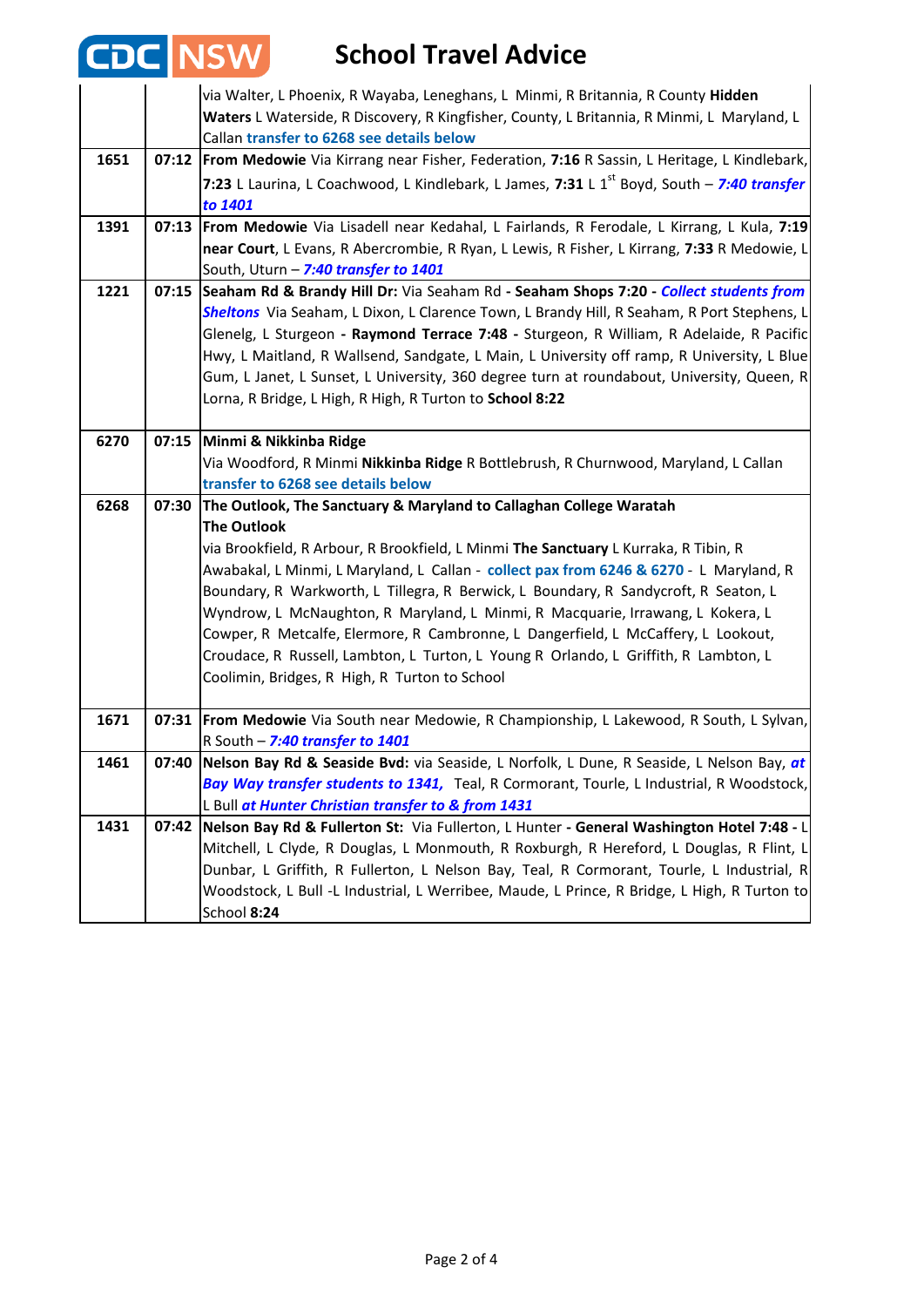# School Travel Advice

| | | |
|---|---|---|
| | | via Walter, L Phoenix, R Wayaba, Leneghans, L Minmi, R Britannia, R County **Hidden Waters** L Waterside, R Discovery, R Kingfisher, County, L Britannia, R Minmi, L Maryland, L Callan **transfer to 6268 see details below** |
| **1651** | **07:12** | **From Medowie** Via Kirrang near Fisher, Federation, **7:16** R Sassin, L Heritage, L Kindlebark, **7:23** L Laurina, L Coachwood, L Kindlebark, L James, **7:31** L 1st Boyd, South – ***7:40 transfer to 1401*** |
| **1391** | **07:13** | **From Medowie** Via Lisadell near Kedahal, L Fairlands, R Ferodale, L Kirrang, L Kula, **7:19 near Court**, L Evans, R Abercrombie, R Ryan, L Lewis, R Fisher, L Kirrang, **7:33** R Medowie, L South, Uturn – ***7:40 transfer to 1401*** |
| **1221** | **07:15** | **Seaham Rd & Brandy Hill Dr:** Via Seaham Rd - **Seaham Shops 7:20** - ***Collect students from Sheltons*** Via Seaham, L Dixon, L Clarence Town, L Brandy Hill, R Seaham, R Port Stephens, L Glenelg, L Sturgeon - **Raymond Terrace 7:48** - Sturgeon, R William, R Adelaide, R Pacific Hwy, L Maitland, R Wallsend, Sandgate, L Main, L University off ramp, R University, L Blue Gum, L Janet, L Sunset, L University, 360 degree turn at roundabout, University, Queen, R Lorna, R Bridge, L High, R High, R Turton to **School 8:22** |
| **6270** | **07:15** | **Minmi & Nikkinba Ridge**<br>Via Woodford, R Minmi **Nikkinba Ridge** R Bottlebrush, R Churnwood, Maryland, L Callan **transfer to 6268 see details below** |
| **6268** | **07:30** | **The Outlook, The Sanctuary & Maryland to Callaghan College Waratah**<br>**The Outlook**<br>via Brookfield, R Arbour, R Brookfield, L Minmi **The Sanctuary** L Kurraka, R Tibin, R Awabakal, L Minmi, L Maryland, L Callan - **collect pax from 6246 & 6270** - L Maryland, R Boundary, R Warkworth, L Tillegra, R Berwick, L Boundary, R Sandycroft, R Seaton, L Wyndrow, L McNaughton, R Maryland, L Minmi, R Macquarie, Irrawang, L Kokera, L Cowper, R Metcalfe, Elermore, R Cambronne, L Dangerfield, L McCaffery, L Lookout, Croudace, R Russell, Lambton, L Turton, L Young R Orlando, L Griffith, R Lambton, L Coolimin, Bridges, R High, R Turton to School |
| **1671** | **07:31** | **From Medowie** Via South near Medowie, R Championship, L Lakewood, R South, L Sylvan, R South – ***7:40 transfer to 1401*** |
| **1461** | **07:40** | **Nelson Bay Rd & Seaside Bvd:** via Seaside, L Norfolk, L Dune, R Seaside, L Nelson Bay, ***at Bay Way transfer students to 1341,*** Teal, R Cormorant, Tourle, L Industrial, R Woodstock, L Bull ***at Hunter Christian transfer to & from 1431*** |
| **1431** | **07:42** | **Nelson Bay Rd & Fullerton St:** Via Fullerton, L Hunter - **General Washington Hotel 7:48 -** L Mitchell, L Clyde, R Douglas, L Monmouth, R Roxburgh, R Hereford, L Douglas, R Flint, L Dunbar, L Griffith, R Fullerton, L Nelson Bay, Teal, R Cormorant, Tourle, L Industrial, R Woodstock, L Bull -L Industrial, L Werribee, Maude, L Prince, R Bridge, L High, R Turton to School **8:24** |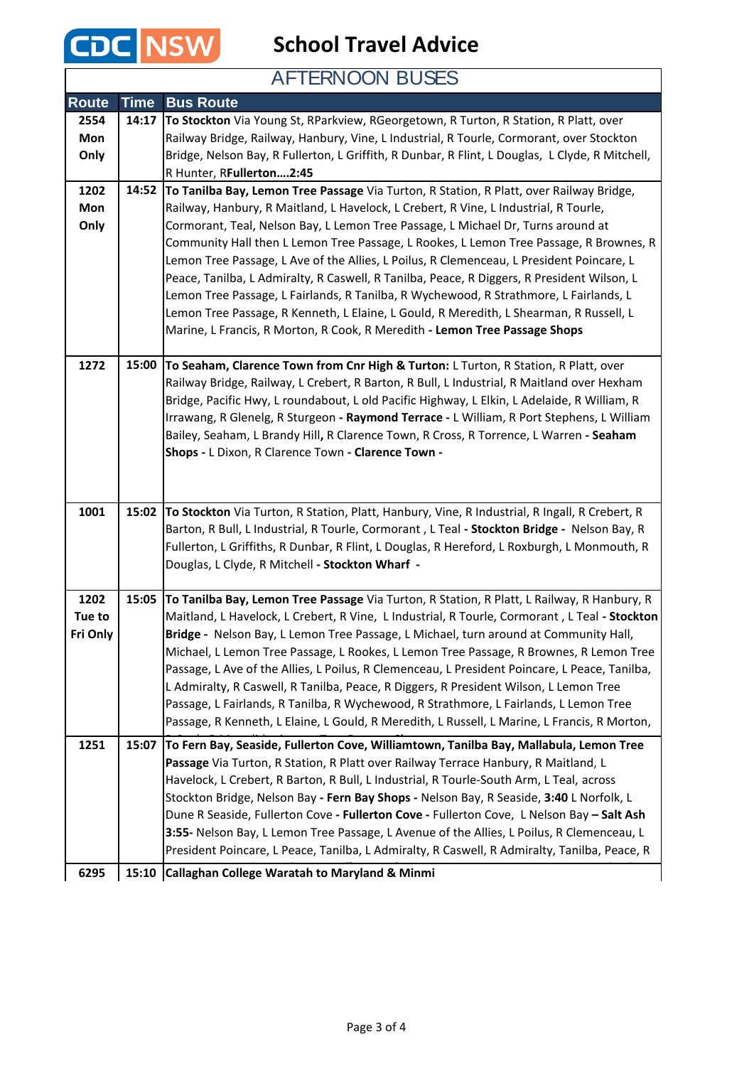# School Travel Advice

## AFTERNOON BUSES

| Route | Time | Bus Route |
|---|---|---|
| 2554 Mon Only | 14:17 | **To Stockton** Via Young St, RParkview, RGeorgetown, R Turton, R Station, R Platt, over Railway Bridge, Railway, Hanbury, Vine, L Industrial, R Tourle, Cormorant, over Stockton Bridge, Nelson Bay, R Fullerton, L Griffith, R Dunbar, R Flint, L Douglas, L Clyde, R Mitchell, R Hunter, R**Fullerton….2:45** |
| 1202 Mon Only | 14:52 | **To Tanilba Bay, Lemon Tree Passage** Via Turton, R Station, R Platt, over Railway Bridge, Railway, Hanbury, R Maitland, L Havelock, L Crebert, R Vine, L Industrial, R Tourle, Cormorant, Teal, Nelson Bay, L Lemon Tree Passage, L Michael Dr, Turns around at Community Hall then L Lemon Tree Passage, L Rookes, L Lemon Tree Passage, R Brownes, R Lemon Tree Passage, L Ave of the Allies, L Poilus, R Clemenceau, L President Poincare, L Peace, Tanilba, L Admiralty, R Caswell, R Tanilba, Peace, R Diggers, R President Wilson, L Lemon Tree Passage, L Fairlands, R Tanilba, R Wychewood, R Strathmore, L Fairlands, L Lemon Tree Passage, R Kenneth, L Elaine, L Gould, R Meredith, L Shearman, R Russell, L Marine, L Francis, R Morton, R Cook, R Meredith **- Lemon Tree Passage Shops** |
| 1272 | 15:00 | **To Seaham, Clarence Town from Cnr High & Turton:** L Turton, R Station, R Platt, over Railway Bridge, Railway, L Crebert, R Barton, R Bull, L Industrial, R Maitland over Hexham Bridge, Pacific Hwy, L roundabout, L old Pacific Highway, L Elkin, L Adelaide, R William, R Irrawang, R Glenelg, R Sturgeon **- Raymond Terrace -** L William, R Port Stephens, L William Bailey, Seaham, L Brandy Hill**,** R Clarence Town, R Cross, R Torrence, L Warren **- Seaham Shops -** L Dixon, R Clarence Town **- Clarence Town -** |
| 1001 | 15:02 | **To Stockton** Via Turton, R Station, Platt, Hanbury, Vine, R Industrial, R Ingall, R Crebert, R Barton, R Bull, L Industrial, R Tourle, Cormorant , L Teal **- Stockton Bridge -** Nelson Bay, R Fullerton, L Griffiths, R Dunbar, R Flint, L Douglas, R Hereford, L Roxburgh, L Monmouth, R Douglas, L Clyde, R Mitchell **- Stockton Wharf -** |
| 1202 Tue to Fri Only | 15:05 | **To Tanilba Bay, Lemon Tree Passage** Via Turton, R Station, R Platt, L Railway, R Hanbury, R Maitland, L Havelock, L Crebert, R Vine, L Industrial, R Tourle, Cormorant , L Teal **- Stockton Bridge -** Nelson Bay, L Lemon Tree Passage, L Michael, turn around at Community Hall, Michael, L Lemon Tree Passage, L Rookes, L Lemon Tree Passage, R Brownes, R Lemon Tree Passage, L Ave of the Allies, L Poilus, R Clemenceau, L President Poincare, L Peace, Tanilba, L Admiralty, R Caswell, R Tanilba, Peace, R Diggers, R President Wilson, L Lemon Tree Passage, L Fairlands, R Tanilba, R Wychewood, R Strathmore, L Fairlands, L Lemon Tree Passage, R Kenneth, L Elaine, L Gould, R Meredith, L Russell, L Marine, L Francis, R Morton, |
| 1251 | 15:07 | **To Fern Bay, Seaside, Fullerton Cove, Williamtown, Tanilba Bay, Mallabula, Lemon Tree Passage** Via Turton, R Station, R Platt over Railway Terrace Hanbury, R Maitland, L Havelock, L Crebert, R Barton, R Bull, L Industrial, R Tourle-South Arm, L Teal, across Stockton Bridge, Nelson Bay **- Fern Bay Shops -** Nelson Bay, R Seaside, **3:40** L Norfolk, L Dune R Seaside, Fullerton Cove **- Fullerton Cove -** Fullerton Cove, L Nelson Bay **– Salt Ash 3:55-** Nelson Bay, L Lemon Tree Passage, L Avenue of the Allies, L Poilus, R Clemenceau, L President Poincare, L Peace, Tanilba, L Admiralty, R Caswell, R Admiralty, Tanilba, Peace, R |
| 6295 | 15:10 | **Callaghan College Waratah to Maryland & Minmi** |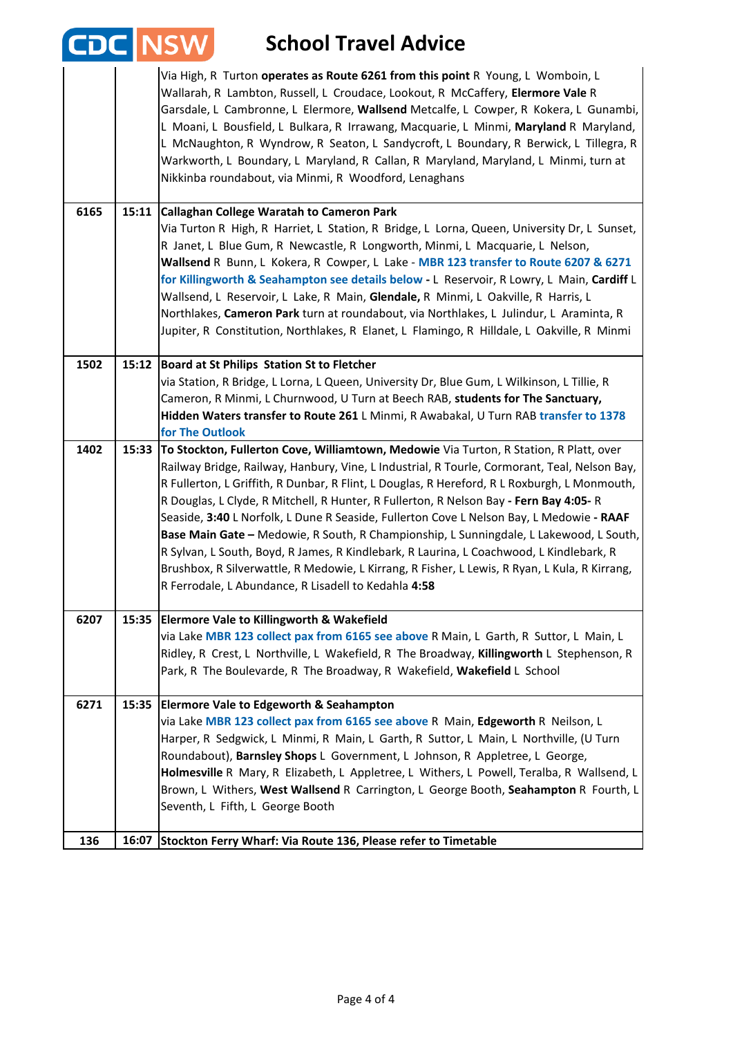# School Travel Advice

| | | |
|---|---|---|
| | | Via High, R Turton **operates as Route 6261 from this point** R Young, L Womboin, L Wallarah, R Lambton, Russell, L Croudace, Lookout, R McCaffery, **Elermore Vale** R Garsdale, L Cambronne, L Elermore, **Wallsend** Metcalfe, L Cowper, R Kokera, L Gunambi, L Moani, L Bousfield, L Bulkara, R Irrawang, Macquarie, L Minmi, **Maryland** R Maryland, L McNaughton, R Wyndrow, R Seaton, L Sandycroft, L Boundary, R Berwick, L Tillegra, R Warkworth, L Boundary, L Maryland, R Callan, R Maryland, Maryland, L Minmi, turn at Nikkinba roundabout, via Minmi, R Woodford, Lenaghans |
| **6165** | **15:11** | **Callaghan College Waratah to Cameron Park** Via Turton R High, R Harriet, L Station, R Bridge, L Lorna, Queen, University Dr, L Sunset, R Janet, L Blue Gum, R Newcastle, R Longworth, Minmi, L Macquarie, L Nelson, **Wallsend** R Bunn, L Kokera, R Cowper, L Lake - **MBR 123 transfer to Route 6207 & 6271 for Killingworth & Seahampton see details below -** L Reservoir, R Lowry, L Main, **Cardiff** L Wallsend, L Reservoir, L Lake, R Main, **Glendale,** R Minmi, L Oakville, R Harris, L Northlakes, **Cameron Park** turn at roundabout, via Northlakes, L Julindur, L Araminta, R Jupiter, R Constitution, Northlakes, R Elanet, L Flamingo, R Hilldale, L Oakville, R Minmi |
| **1502** | **15:12** | **Board at St Philips Station St to Fletcher** via Station, R Bridge, L Lorna, L Queen, University Dr, Blue Gum, L Wilkinson, L Tillie, R Cameron, R Minmi, L Churnwood, U Turn at Beech RAB, **students for The Sanctuary, Hidden Waters transfer to Route 261** L Minmi, R Awabakal, U Turn RAB **transfer to 1378 for The Outlook** |
| **1402** | **15:33** | **To Stockton, Fullerton Cove, Williamtown, Medowie** Via Turton, R Station, R Platt, over Railway Bridge, Railway, Hanbury, Vine, L Industrial, R Tourle, Cormorant, Teal, Nelson Bay, R Fullerton, L Griffith, R Dunbar, R Flint, L Douglas, R Hereford, R L Roxburgh, L Monmouth, R Douglas, L Clyde, R Mitchell, R Hunter, R Fullerton, R Nelson Bay **- Fern Bay 4:05-** R Seaside, **3:40** L Norfolk, L Dune R Seaside, Fullerton Cove L Nelson Bay, L Medowie **- RAAF Base Main Gate –** Medowie, R South, R Championship, L Sunningdale, L Lakewood, L South, R Sylvan, L South, Boyd, R James, R Kindlebark, R Laurina, L Coachwood, L Kindlebark, R Brushbox, R Silverwattle, R Medowie, L Kirrang, R Fisher, L Lewis, R Ryan, L Kula, R Kirrang, R Ferrodale, L Abundance, R Lisadell to Kedahla **4:58** |
| **6207** | **15:35** | **Elermore Vale to Killingworth & Wakefield** via Lake **MBR 123 collect pax from 6165 see above** R Main, L Garth, R Suttor, L Main, L Ridley, R Crest, L Northville, L Wakefield, R The Broadway, **Killingworth** L Stephenson, R Park, R The Boulevarde, R The Broadway, R Wakefield, **Wakefield** L School |
| **6271** | **15:35** | **Elermore Vale to Edgeworth & Seahampton** via Lake **MBR 123 collect pax from 6165 see above** R Main, **Edgeworth** R Neilson, L Harper, R Sedgwick, L Minmi, R Main, L Garth, R Suttor, L Main, L Northville, (U Turn Roundabout), **Barnsley Shops** L Government, L Johnson, R Appletree, L George, **Holmesville** R Mary, R Elizabeth, L Appletree, L Withers, L Powell, Teralba, R Wallsend, L Brown, L Withers, **West Wallsend** R Carrington, L George Booth, **Seahampton** R Fourth, L Seventh, L Fifth, L George Booth |
| **136** | **16:07** | **Stockton Ferry Wharf: Via Route 136, Please refer to Timetable** |